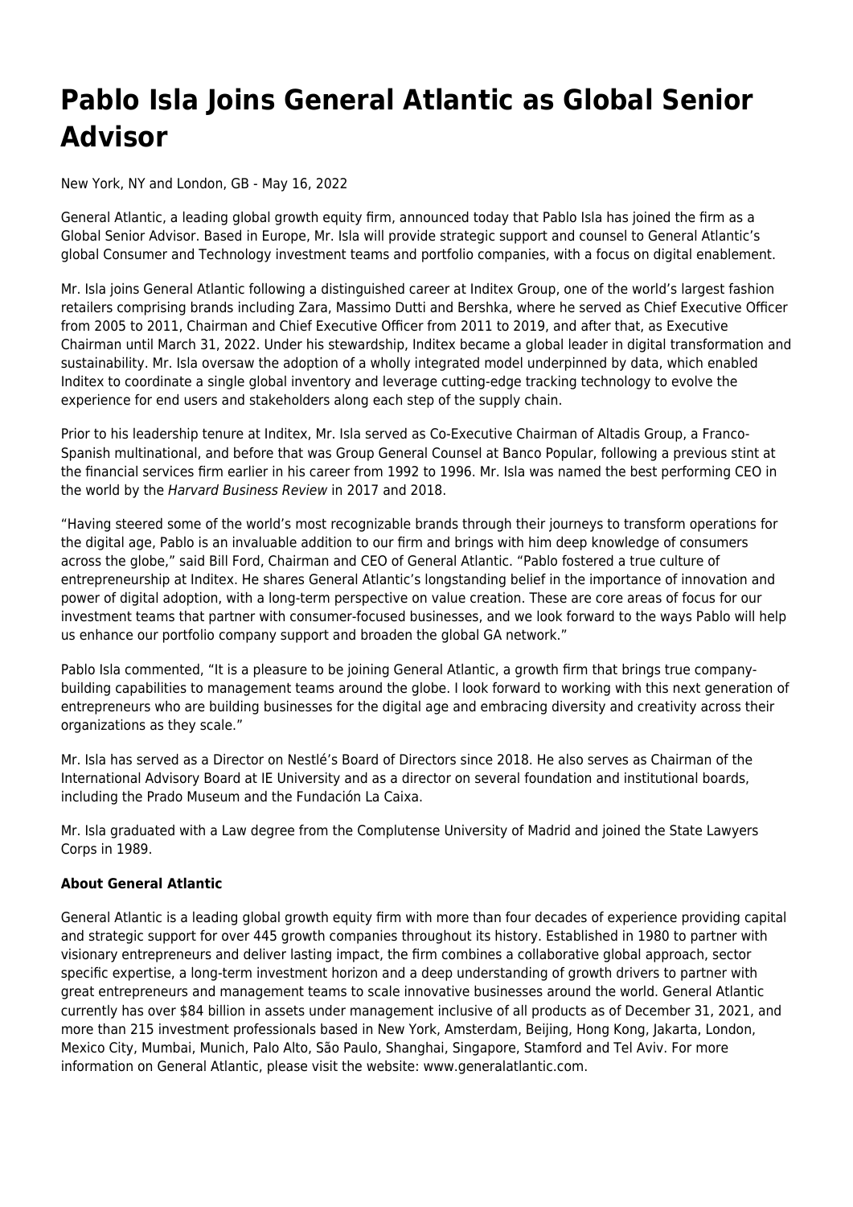# Pablo Isla Joins General Atlantic as Global Senior Advisor

New York, NY and London, GB - May 16, 2022

General Atlantic, a leading global growth equity firm, announced today that Pablo Isla has joined the firm as a Global Senior Advisor. Based in Europe, Mr. Isla will provide strategic support and counsel to General Atlantic's global Consumer and Technology investment teams and portfolio companies, with a focus on digital enablement.

Mr. Isla joins General Atlantic following a distinguished career at Inditex Group, one of the world's largest fashion retailers comprising brands including Zara, Massimo Dutti and Bershka, where he served as Chief Executive Officer from 2005 to 2011, Chairman and Chief Executive Officer from 2011 to 2019, and after that, as Executive Chairman until March 31, 2022. Under his stewardship, Inditex became a global leader in digital transformation and sustainability. Mr. Isla oversaw the adoption of a wholly integrated model underpinned by data, which enabled Inditex to coordinate a single global inventory and leverage cutting-edge tracking technology to evolve the experience for end users and stakeholders along each step of the supply chain.

Prior to his leadership tenure at Inditex, Mr. Isla served as Co-Executive Chairman of Altadis Group, a Franco-Spanish multinational, and before that was Group General Counsel at Banco Popular, following a previous stint at the financial services firm earlier in his career from 1992 to 1996. Mr. Isla was named the best performing CEO in the world by the *Harvard Business Review* in 2017 and 2018.

"Having steered some of the world's most recognizable brands through their journeys to transform operations for the digital age, Pablo is an invaluable addition to our firm and brings with him deep knowledge of consumers across the globe," said Bill Ford, Chairman and CEO of General Atlantic. "Pablo fostered a true culture of entrepreneurship at Inditex. He shares General Atlantic's longstanding belief in the importance of innovation and power of digital adoption, with a long-term perspective on value creation. These are core areas of focus for our investment teams that partner with consumer-focused businesses, and we look forward to the ways Pablo will help us enhance our portfolio company support and broaden the global GA network."

Pablo Isla commented, "It is a pleasure to be joining General Atlantic, a growth firm that brings true company-building capabilities to management teams around the globe. I look forward to working with this next generation of entrepreneurs who are building businesses for the digital age and embracing diversity and creativity across their organizations as they scale."

Mr. Isla has served as a Director on Nestlé's Board of Directors since 2018. He also serves as Chairman of the International Advisory Board at IE University and as a director on several foundation and institutional boards, including the Prado Museum and the Fundación La Caixa.

Mr. Isla graduated with a Law degree from the Complutense University of Madrid and joined the State Lawyers Corps in 1989.

**About General Atlantic**

General Atlantic is a leading global growth equity firm with more than four decades of experience providing capital and strategic support for over 445 growth companies throughout its history. Established in 1980 to partner with visionary entrepreneurs and deliver lasting impact, the firm combines a collaborative global approach, sector specific expertise, a long-term investment horizon and a deep understanding of growth drivers to partner with great entrepreneurs and management teams to scale innovative businesses around the world. General Atlantic currently has over $84 billion in assets under management inclusive of all products as of December 31, 2021, and more than 215 investment professionals based in New York, Amsterdam, Beijing, Hong Kong, Jakarta, London, Mexico City, Mumbai, Munich, Palo Alto, São Paulo, Shanghai, Singapore, Stamford and Tel Aviv. For more information on General Atlantic, please visit the website: www.generalatlantic.com.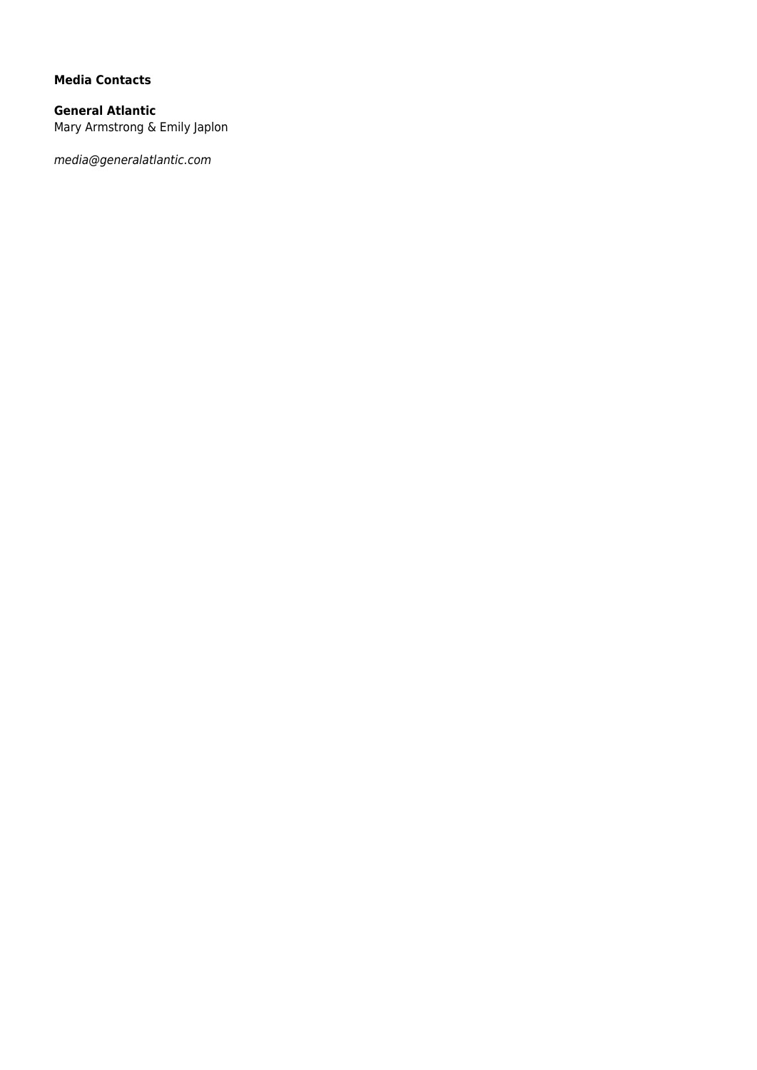**Media Contacts**

**General Atlantic**
Mary Armstrong & Emily Japlon

*media@generalatlantic.com*